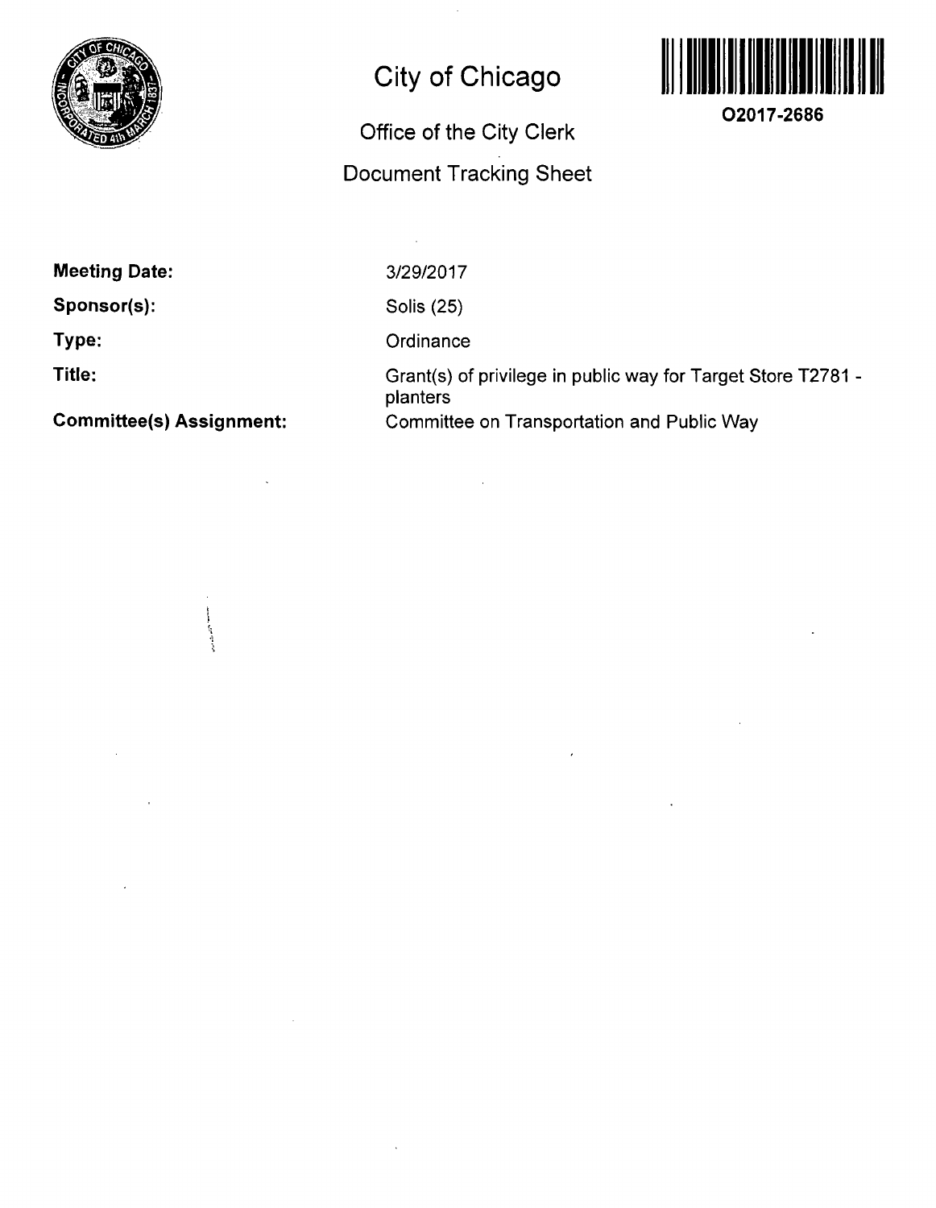# City of Chicago

## Office of the City Clerk

## Document Tracking Sheet

O2017-2686

**Meeting Date:** 3/29/2017

**Sponsor(s):** Solis (25)

**Type:** Ordinance

**Title:** Grant(s) of privilege in public way for Target Store T2781 - planters

**Committee(s) Assignment:** Committee on Transportation and Public Way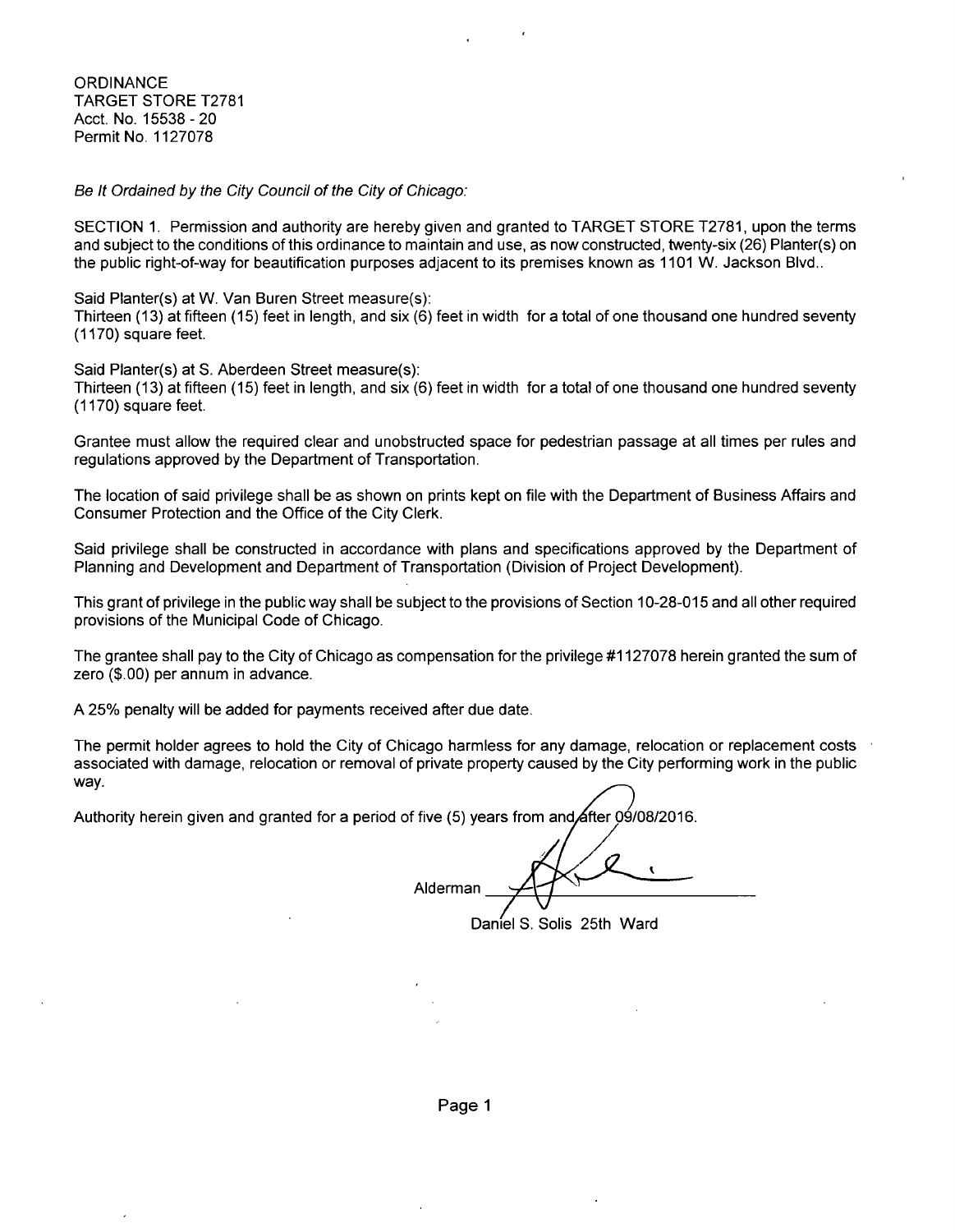ORDINANCE
TARGET STORE T2781
Acct. No. 15538 - 20
Permit No. 1127078

*Be It Ordained by the City Council of the City of Chicago:*

SECTION 1. Permission and authority are hereby given and granted to TARGET STORE T2781, upon the terms and subject to the conditions of this ordinance to maintain and use, as now constructed, twenty-six (26) Planter(s) on the public right-of-way for beautification purposes adjacent to its premises known as 1101 W. Jackson Blvd..

Said Planter(s) at W. Van Buren Street measure(s):
Thirteen (13) at fifteen (15) feet in length, and six (6) feet in width for a total of one thousand one hundred seventy (1170) square feet.

Said Planter(s) at S. Aberdeen Street measure(s):
Thirteen (13) at fifteen (15) feet in length, and six (6) feet in width for a total of one thousand one hundred seventy (1170) square feet.

Grantee must allow the required clear and unobstructed space for pedestrian passage at all times per rules and regulations approved by the Department of Transportation.

The location of said privilege shall be as shown on prints kept on file with the Department of Business Affairs and Consumer Protection and the Office of the City Clerk.

Said privilege shall be constructed in accordance with plans and specifications approved by the Department of Planning and Development and Department of Transportation (Division of Project Development).

This grant of privilege in the public way shall be subject to the provisions of Section 10-28-015 and all other required provisions of the Municipal Code of Chicago.

The grantee shall pay to the City of Chicago as compensation for the privilege #1127078 herein granted the sum of zero ($.00) per annum in advance.

A 25% penalty will be added for payments received after due date.

The permit holder agrees to hold the City of Chicago harmless for any damage, relocation or replacement costs associated with damage, relocation or removal of private property caused by the City performing work in the public way.

Authority herein given and granted for a period of five (5) years from and after 09/08/2016.

Alderman ______________________

Daniel S. Solis 25th Ward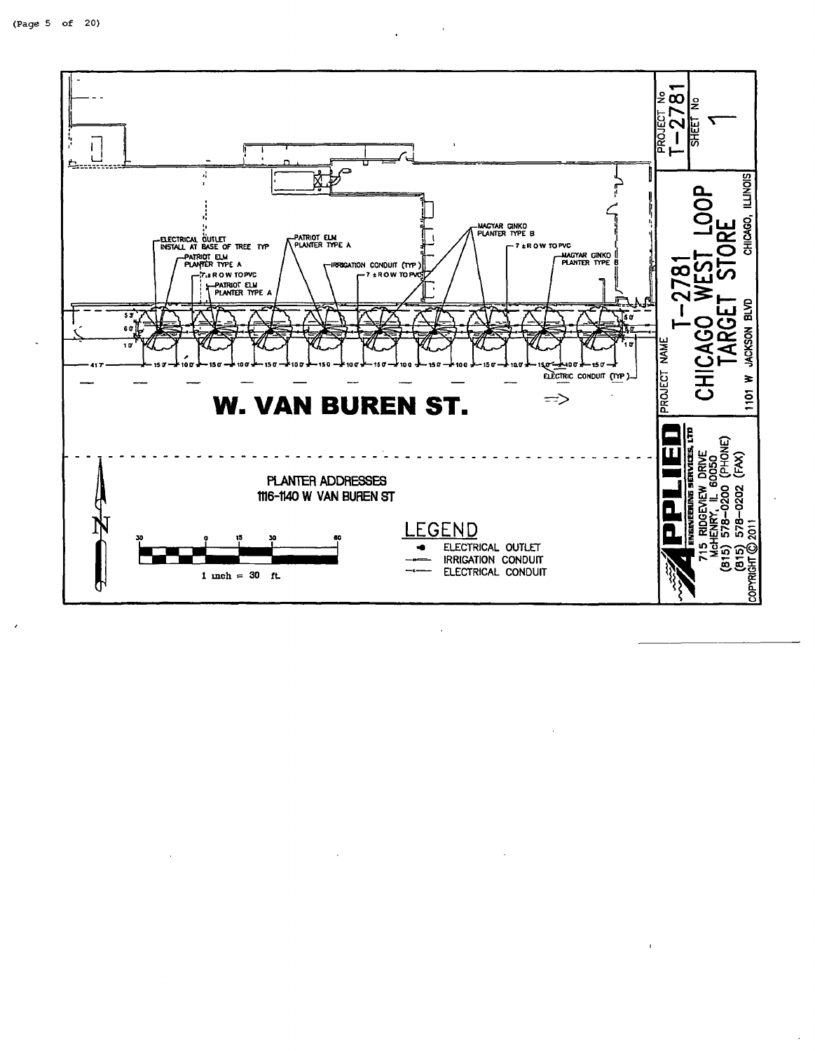ELECTRICAL OUTLET INSTALL AT BASE OF TREE TYP

PATRIOT ELM PLANTER TYPE A

PATRIOT ELM PLANTER TYPE A

7 ± R O W TO PVC

PATRIOT ELM PLANTER TYPE A

IRRIGATION CONDUIT (TYP)

7 ± R O W TO PVC

MAGYAR GINKO PLANTER TYPE B

7 ± R O W TO PVC

MAGYAR GINKO PLANTER TYPE B

5.3'

6.0'

1.0'

5.0'

1.0'

41.7' — 15.0' — 10.0' — 15.0' — 10.0' — 15.0' — 10.0' — 15.0' — 10.0' — 15.0' — 10.0' — 15.0' — 10.0' — 15.0' — 10.0' — 15.0' — 10.0' — 15.0'

ELECTRIC CONDUIT (TYP)

# W. VAN BUREN ST.

PLANTER ADDRESSES
1116-1140 W VAN BUREN ST

N

30 0 15 30 60

1 inch = 30 ft.

## LEGEND

- ELECTRICAL OUTLET
- IRRIGATION CONDUIT
- ELECTRICAL CONDUIT

PROJECT No T-2781

SHEET No 1

PROJECT NAME

T-2781
CHICAGO WEST LOOP
TARGET STORE

1101 W JACKSON BLVD CHICAGO, ILLINOIS

APPLIED ENGINEERING SERVICES, LTD
715 RIDGEVIEW DRIVE
McHENRY, IL 60050
(815) 578-0200 (PHONE)
(815) 578-0202 (FAX)
COPYRIGHT © 2011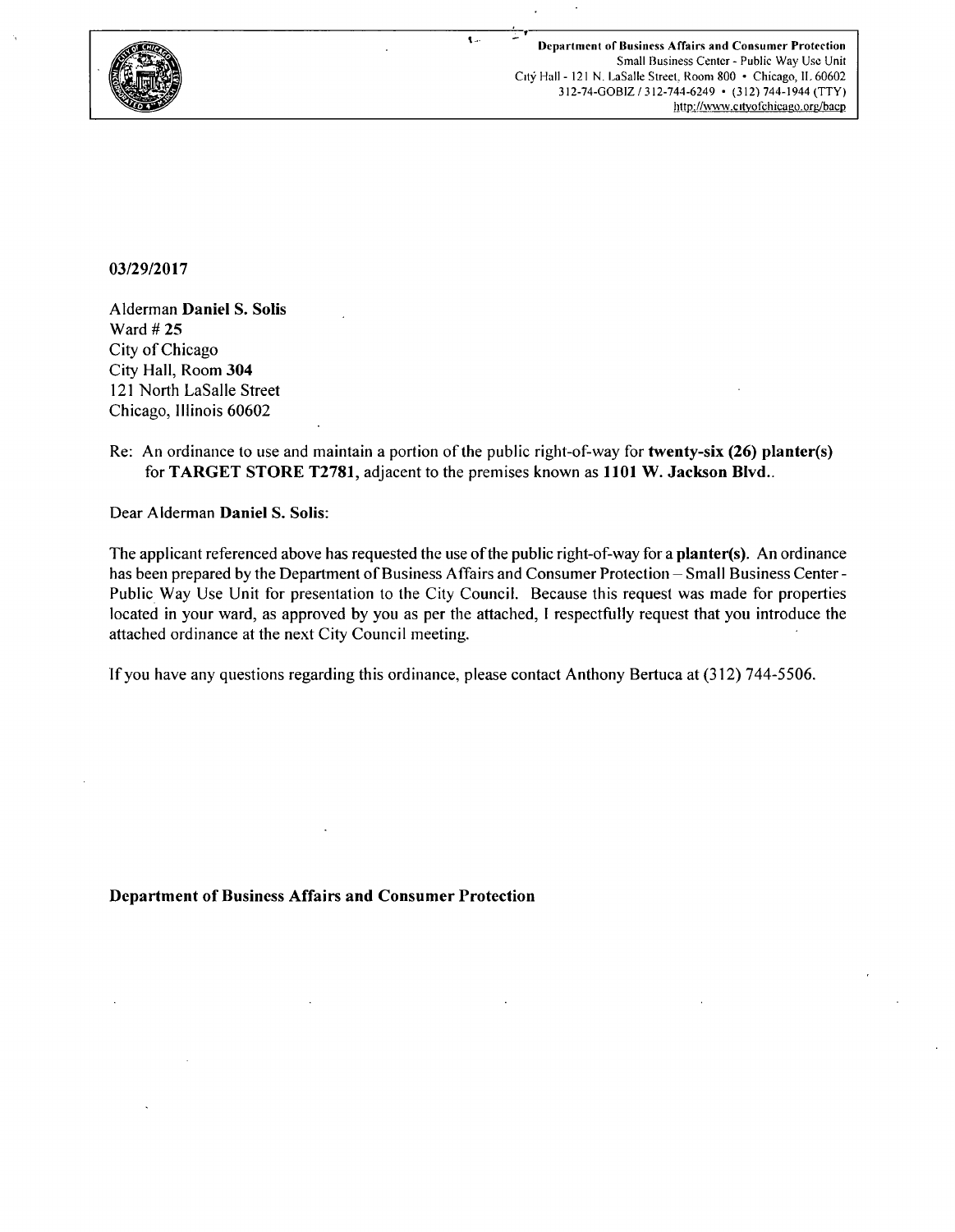**Department of Business Affairs and Consumer Protection**
Small Business Center - Public Way Use Unit
City Hall - 121 N. LaSalle Street, Room 800 • Chicago, IL 60602
312-74-GOBIZ / 312-744-6249 • (312) 744-1944 (TTY)
http://www.cityofchicago.org/bacp

**03/29/2017**

Alderman **Daniel S. Solis**
Ward # **25**
City of Chicago
City Hall, Room **304**
121 North LaSalle Street
Chicago, Illinois 60602

Re: An ordinance to use and maintain a portion of the public right-of-way for **twenty-six (26) planter(s)** for **TARGET STORE T2781**, adjacent to the premises known as **1101 W. Jackson Blvd.**.

Dear Alderman **Daniel S. Solis**:

The applicant referenced above has requested the use of the public right-of-way for a **planter(s)**. An ordinance has been prepared by the Department of Business Affairs and Consumer Protection – Small Business Center - Public Way Use Unit for presentation to the City Council. Because this request was made for properties located in your ward, as approved by you as per the attached, I respectfully request that you introduce the attached ordinance at the next City Council meeting.

If you have any questions regarding this ordinance, please contact Anthony Bertuca at (312) 744-5506.

**Department of Business Affairs and Consumer Protection**